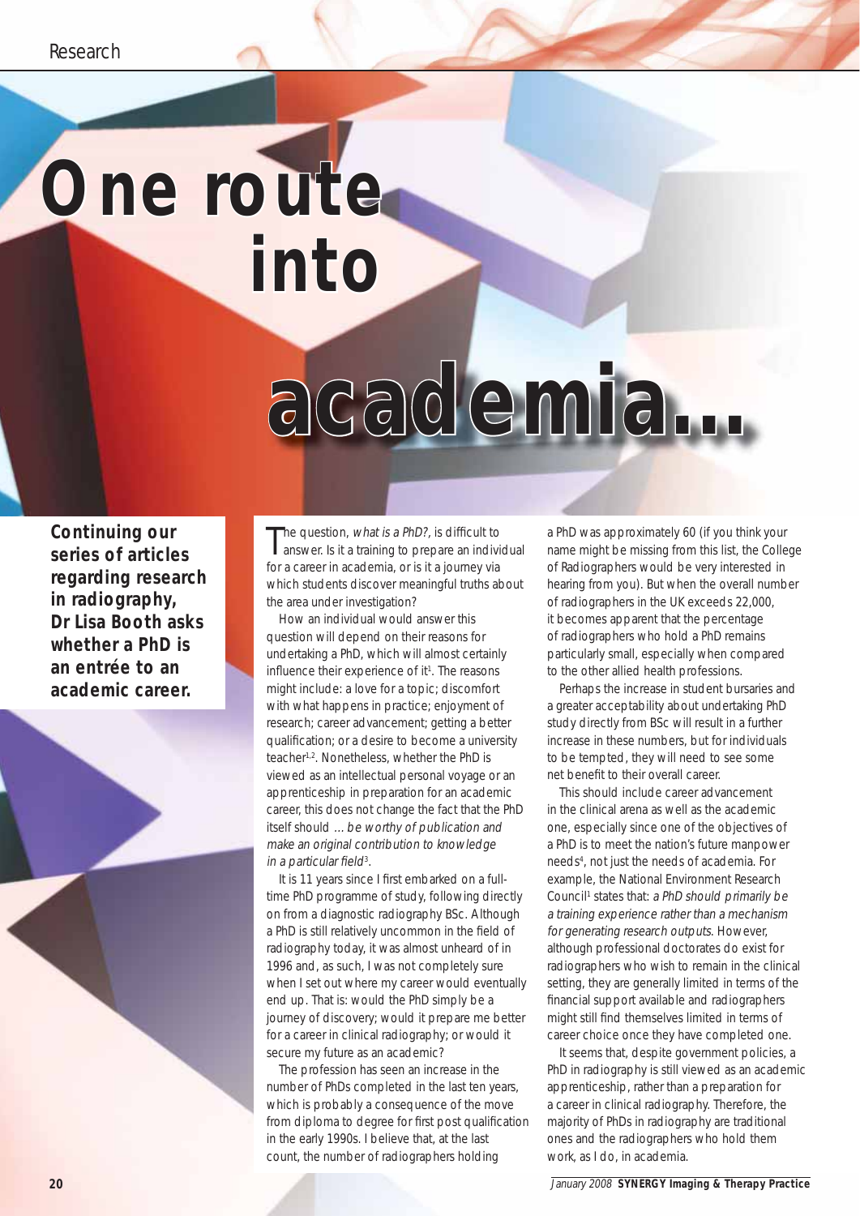# One route into academia...

**Continuing our series of articles regarding research in radiography, Dr Lisa Booth asks whether a PhD is an entrée to an academic career.**

The question, *what is a PhD?*, is difficult to answer. Is it a training to prepare an individual for a career in academia, or is it a journey via which students discover meaningful truths about the area under investigation?

How an individual would answer this question will depend on their reasons for undertaking a PhD, which will almost certainly influence their experience of it[1]. The reasons might include: a love for a topic; discomfort with what happens in practice; enjoyment of research; career advancement; getting a better qualification; or a desire to become a university teacher[1,2]. Nonetheless, whether the PhD is viewed as an intellectual personal voyage or an apprenticeship in preparation for an academic career, this does not change the fact that the PhD itself should *... be worthy of publication and make an original contribution to knowledge in a particular field*[3].

It is 11 years since I first embarked on a full-time PhD programme of study, following directly on from a diagnostic radiography BSc. Although a PhD is still relatively uncommon in the field of radiography today, it was almost unheard of in 1996 and, as such, I was not completely sure when I set out where my career would eventually end up. That is: would the PhD simply be a journey of discovery; would it prepare me better for a career in clinical radiography; or would it secure my future as an academic?

The profession has seen an increase in the number of PhDs completed in the last ten years, which is probably a consequence of the move from diploma to degree for first post qualification in the early 1990s. I believe that, at the last count, the number of radiographers holding a PhD was approximately 60 (if you think your name might be missing from this list, the College of Radiographers would be very interested in hearing from you). But when the overall number of radiographers in the UK exceeds 22,000, it becomes apparent that the percentage of radiographers who hold a PhD remains particularly small, especially when compared to the other allied health professions.

Perhaps the increase in student bursaries and a greater acceptability about undertaking PhD study directly from BSc will result in a further increase in these numbers, but for individuals to be tempted, they will need to see some net benefit to their overall career.

This should include career advancement in the clinical arena as well as the academic one, especially since one of the objectives of a PhD is to meet the nation's future manpower needs[4], not just the needs of academia. For example, the National Environment Research Council[1] states that: *a PhD should primarily be a training experience rather than a mechanism for generating research outputs.* However, although professional doctorates do exist for radiographers who wish to remain in the clinical setting, they are generally limited in terms of the financial support available and radiographers might still find themselves limited in terms of career choice once they have completed one.

It seems that, despite government policies, a PhD in radiography is still viewed as an academic apprenticeship, rather than a preparation for a career in clinical radiography. Therefore, the majority of PhDs in radiography are traditional ones and the radiographers who hold them work, as I do, in academia.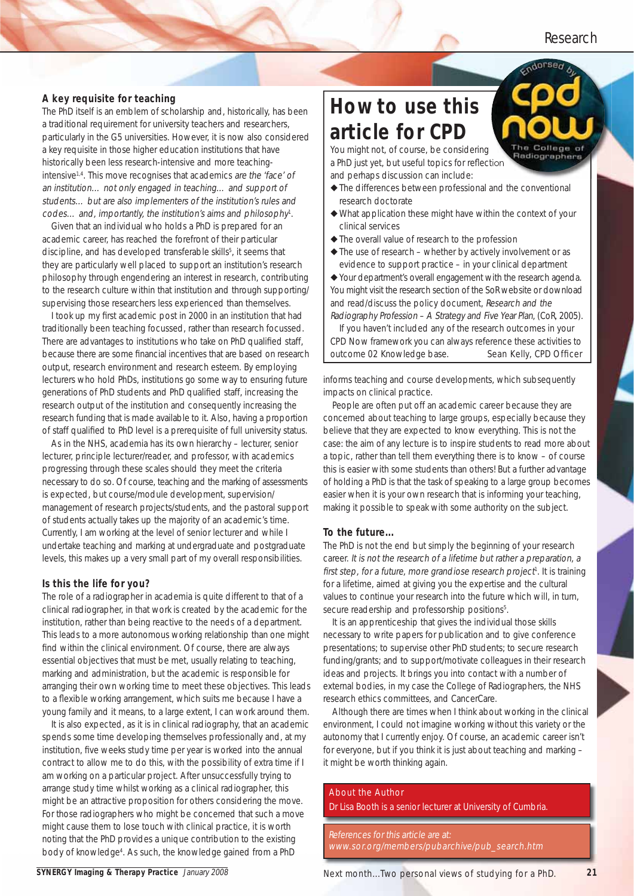### A key requisite for teaching

The PhD itself is an emblem of scholarship and, historically, has been a traditional requirement for university teachers and researchers, particularly in the G5 universities. However, it is now also considered a key requisite in those higher education institutions that have historically been less research-intensive and more teaching-intensive[1,4]. This move recognises that academics *are the 'face' of an institution... not only engaged in teaching... and support of students... but are also implementers of the institution's rules and codes... and, importantly, the institution's aims and philosophy*[1].

Given that an individual who holds a PhD is prepared for an academic career, has reached the forefront of their particular discipline, and has developed transferable skills[5], it seems that they are particularly well placed to support an institution's research philosophy through engendering an interest in research, contributing to the research culture within that institution and through supporting/supervising those researchers less experienced than themselves.

I took up my first academic post in 2000 in an institution that had traditionally been teaching focussed, rather than research focussed. There are advantages to institutions who take on PhD qualified staff, because there are some financial incentives that are based on research output, research environment and research esteem. By employing lecturers who hold PhDs, institutions go some way to ensuring future generations of PhD students and PhD qualified staff, increasing the research output of the institution and consequently increasing the research funding that is made available to it. Also, having a proportion of staff qualified to PhD level is a prerequisite of full university status.

As in the NHS, academia has its own hierarchy – lecturer, senior lecturer, principle lecturer/reader, and professor, with academics progressing through these scales should they meet the criteria necessary to do so. Of course, teaching and the marking of assessments is expected, but course/module development, supervision/management of research projects/students, and the pastoral support of students actually takes up the majority of an academic's time. Currently, I am working at the level of senior lecturer and while I undertake teaching and marking at undergraduate and postgraduate levels, this makes up a very small part of my overall responsibilities.

### Is this the life for you?

The role of a radiographer in academia is quite different to that of a clinical radiographer, in that work is created by the academic for the institution, rather than being reactive to the needs of a department. This leads to a more autonomous working relationship than one might find within the clinical environment. Of course, there are always essential objectives that must be met, usually relating to teaching, marking and administration, but the academic is responsible for arranging their own working time to meet these objectives. This leads to a flexible working arrangement, which suits me because I have a young family and it means, to a large extent, I can work around them.

It is also expected, as it is in clinical radiography, that an academic spends some time developing themselves professionally and, at my institution, five weeks study time per year is worked into the annual contract to allow me to do this, with the possibility of extra time if I am working on a particular project. After unsuccessfully trying to arrange study time whilst working as a clinical radiographer, this might be an attractive proposition for others considering the move. For those radiographers who might be concerned that such a move might cause them to lose touch with clinical practice, it is worth noting that the PhD provides a unique contribution to the existing body of knowledge[4]. As such, the knowledge gained from a PhD informs teaching and course developments, which subsequently impacts on clinical practice.

People are often put off an academic career because they are concerned about teaching to large groups, especially because they believe that they are expected to know everything. This is not the case: the aim of any lecture is to inspire students to read more about a topic, rather than tell them everything there is to know – of course this is easier with some students than others! But a further advantage of holding a PhD is that the task of speaking to a large group becomes easier when it is your own research that is informing your teaching, making it possible to speak with some authority on the subject.

### To the future...

The PhD is not the end but simply the beginning of your research career. *It is not the research of a lifetime but rather a preparation, a first step, for a future, more grandiose research project*[1]. It is training for a lifetime, aimed at giving you the expertise and the cultural values to continue your research into the future which will, in turn, secure readership and professorship positions[5].

It is an apprenticeship that gives the individual those skills necessary to write papers for publication and to give conference presentations; to supervise other PhD students; to secure research funding/grants; and to support/motivate colleagues in their research ideas and projects. It brings you into contact with a number of external bodies, in my case the College of Radiographers, the NHS research ethics committees, and CancerCare.

Although there are times when I think about working in the clinical environment, I could not imagine working without this variety or the autonomy that I currently enjoy. Of course, an academic career isn't for everyone, but if you think it is just about teaching and marking – it might be worth thinking again.

## How to use this article for CPD

Endorsed by cpd now – The College of Radiographers

You might not, of course, be considering a PhD just yet, but useful topics for reflection and perhaps discussion can include:

- The differences between professional and the conventional research doctorate
- What application these might have within the context of your clinical services
- The overall value of research to the profession
- The use of research – whether by actively involvement or as evidence to support practice – in your clinical department
- Your department's overall engagement with the research agenda.

You might visit the research section of the SoR website or download and read/discuss the policy document, *Research and the Radiography Profession – A Strategy and Five Year Plan*, (CoR, 2005).

If you haven't included any of the research outcomes in your CPD Now framework you can always reference these activities to outcome 02 Knowledge base. Sean Kelly, CPD Officer

**About the Author**

Dr Lisa Booth is a senior lecturer at University of Cumbria.

*References for this article are at: www.sor.org/members/pubarchive/pub_search.htm*

Next month...Two personal views of studying for a PhD.